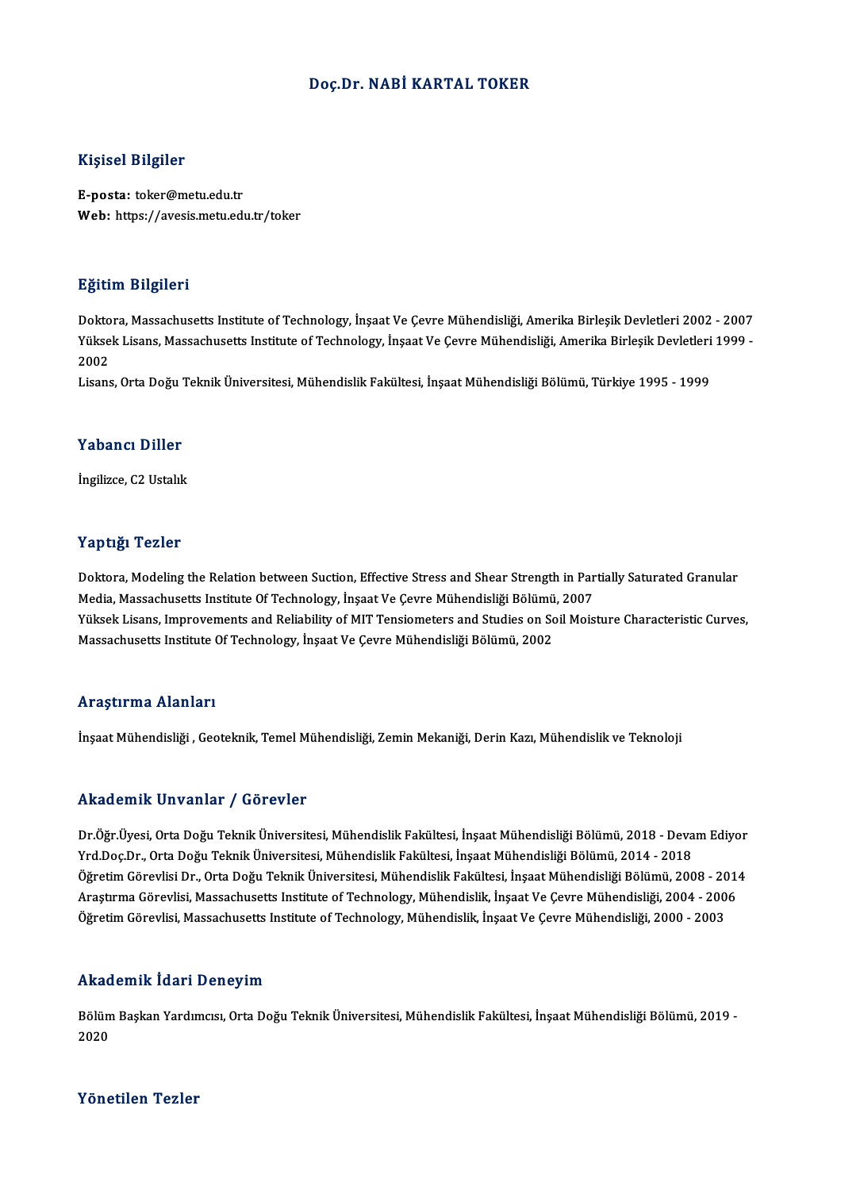# Doç.Dr. NABİ KARTAL TOKER

## Kişisel Bilgiler

**E-posta:** toker@metu.edu.tr
**Web:** https://avesis.metu.edu.tr/toker

## Eğitim Bilgileri

Doktora, Massachusetts Institute of Technology, İnşaat Ve Çevre Mühendisliği, Amerika Birleşik Devletleri 2002 - 2007
Yüksek Lisans, Massachusetts Institute of Technology, İnşaat Ve Çevre Mühendisliği, Amerika Birleşik Devletleri 1999 - 2002
Lisans, Orta Doğu Teknik Üniversitesi, Mühendislik Fakültesi, İnşaat Mühendisliği Bölümü, Türkiye 1995 - 1999

## Yabancı Diller

İngilizce, C2 Ustalık

## Yaptığı Tezler

Doktora, Modeling the Relation between Suction, Effective Stress and Shear Strength in Partially Saturated Granular Media, Massachusetts Institute Of Technology, İnşaat Ve Çevre Mühendisliği Bölümü, 2007
Yüksek Lisans, Improvements and Reliability of MIT Tensiometers and Studies on Soil Moisture Characteristic Curves, Massachusetts Institute Of Technology, İnşaat Ve Çevre Mühendisliği Bölümü, 2002

## Araştırma Alanları

İnşaat Mühendisliği , Geoteknik, Temel Mühendisliği, Zemin Mekaniği, Derin Kazı, Mühendislik ve Teknoloji

## Akademik Unvanlar / Görevler

Dr.Öğr.Üyesi, Orta Doğu Teknik Üniversitesi, Mühendislik Fakültesi, İnşaat Mühendisliği Bölümü, 2018 - Devam Ediyor
Yrd.Doç.Dr., Orta Doğu Teknik Üniversitesi, Mühendislik Fakültesi, İnşaat Mühendisliği Bölümü, 2014 - 2018
Öğretim Görevlisi Dr., Orta Doğu Teknik Üniversitesi, Mühendislik Fakültesi, İnşaat Mühendisliği Bölümü, 2008 - 2014
Araştırma Görevlisi, Massachusetts Institute of Technology, Mühendislik, İnşaat Ve Çevre Mühendisliği, 2004 - 2006
Öğretim Görevlisi, Massachusetts Institute of Technology, Mühendislik, İnşaat Ve Çevre Mühendisliği, 2000 - 2003

## Akademik İdari Deneyim

Bölüm Başkan Yardımcısı, Orta Doğu Teknik Üniversitesi, Mühendislik Fakültesi, İnşaat Mühendisliği Bölümü, 2019 - 2020

## Yönetilen Tezler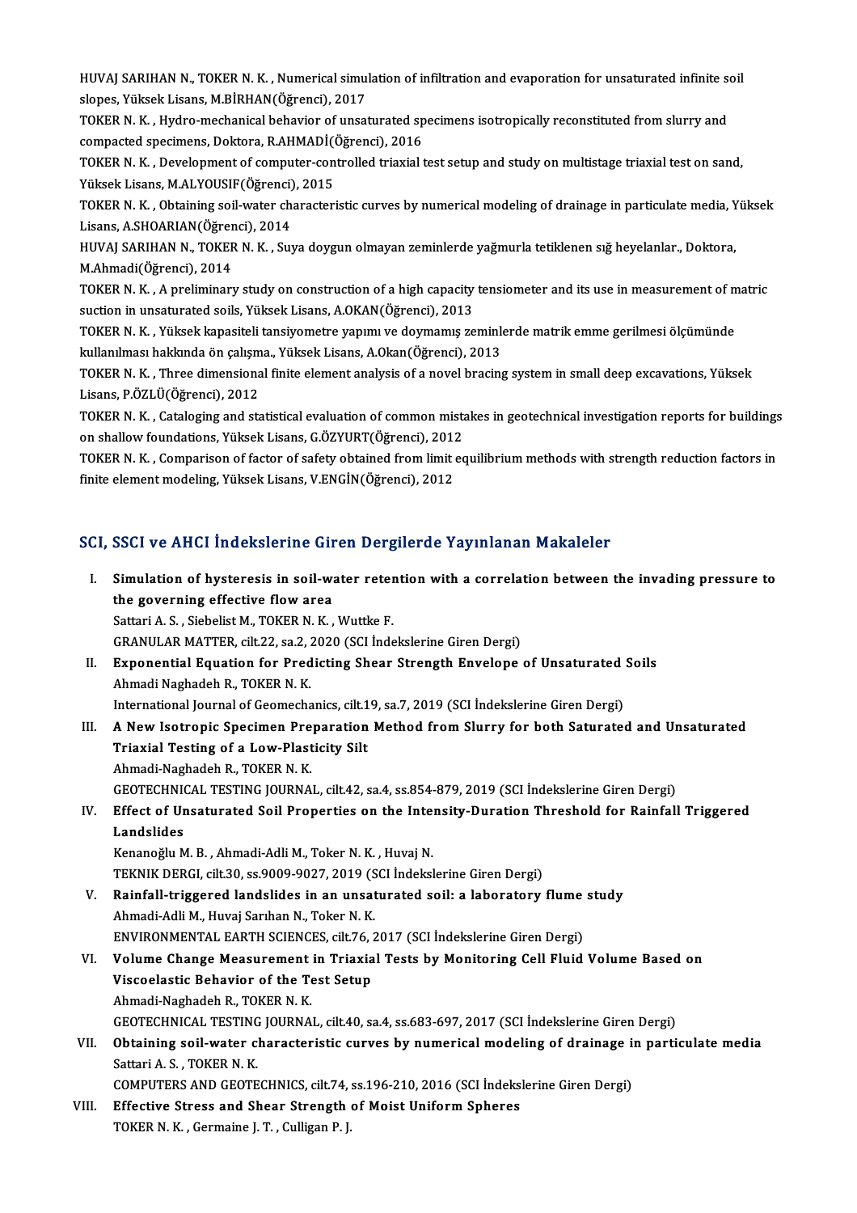HUVAJ SARIHAN N., TOKER N. K. , Numerical simulation of infiltration and evaporation for unsaturated infinite soil slopes, Yüksek Lisans, M.BİRHAN(Öğrenci), 2017

TOKER N. K. , Hydro-mechanical behavior of unsaturated specimens isotropically reconstituted from slurry and compacted specimens, Doktora, R.AHMADİ(Öğrenci), 2016

TOKER N. K. , Development of computer-controlled triaxial test setup and study on multistage triaxial test on sand, Yüksek Lisans, M.ALYOUSIF(Öğrenci), 2015

TOKER N. K. , Obtaining soil-water characteristic curves by numerical modeling of drainage in particulate media, Yüksek Lisans, A.SHOARIAN(Öğrenci), 2014

HUVAJ SARIHAN N., TOKER N. K. , Suya doygun olmayan zeminlerde yağmurla tetiklenen sığ heyelanlar., Doktora, M.Ahmadi(Öğrenci), 2014

TOKER N. K. , A preliminary study on construction of a high capacity tensiometer and its use in measurement of matric suction in unsaturated soils, Yüksek Lisans, A.OKAN(Öğrenci), 2013

TOKER N. K. , Yüksek kapasiteli tansiyometre yapımı ve doymamış zeminlerde matrik emme gerilmesi ölçümünde kullanılması hakkında ön çalışma., Yüksek Lisans, A.Okan(Öğrenci), 2013

TOKER N. K. , Three dimensional finite element analysis of a novel bracing system in small deep excavations, Yüksek Lisans, P.ÖZLÜ(Öğrenci), 2012

TOKER N. K. , Cataloging and statistical evaluation of common mistakes in geotechnical investigation reports for buildings on shallow foundations, Yüksek Lisans, G.ÖZYURT(Öğrenci), 2012

TOKER N. K. , Comparison of factor of safety obtained from limit equilibrium methods with strength reduction factors in finite element modeling, Yüksek Lisans, V.ENGİN(Öğrenci), 2012

## SCI, SSCI ve AHCI İndekslerine Giren Dergilerde Yayınlanan Makaleler

I. **Simulation of hysteresis in soil-water retention with a correlation between the invading pressure to the governing effective flow area**
Sattari A. S. , Siebelist M., TOKER N. K. , Wuttke F.
GRANULAR MATTER, cilt.22, sa.2, 2020 (SCI İndekslerine Giren Dergi)

II. **Exponential Equation for Predicting Shear Strength Envelope of Unsaturated Soils**
Ahmadi Naghadeh R., TOKER N. K.
International Journal of Geomechanics, cilt.19, sa.7, 2019 (SCI İndekslerine Giren Dergi)

III. **A New Isotropic Specimen Preparation Method from Slurry for both Saturated and Unsaturated Triaxial Testing of a Low-Plasticity Silt**
Ahmadi-Naghadeh R., TOKER N. K.
GEOTECHNICAL TESTING JOURNAL, cilt.42, sa.4, ss.854-879, 2019 (SCI İndekslerine Giren Dergi)

IV. **Effect of Unsaturated Soil Properties on the Intensity-Duration Threshold for Rainfall Triggered Landslides**
Kenanoğlu M. B. , Ahmadi-Adli M., Toker N. K. , Huvaj N.
TEKNIK DERGI, cilt.30, ss.9009-9027, 2019 (SCI İndekslerine Giren Dergi)

V. **Rainfall-triggered landslides in an unsaturated soil: a laboratory flume study**
Ahmadi-Adli M., Huvaj Sarıhan N., Toker N. K.
ENVIRONMENTAL EARTH SCIENCES, cilt.76, 2017 (SCI İndekslerine Giren Dergi)

VI. **Volume Change Measurement in Triaxial Tests by Monitoring Cell Fluid Volume Based on Viscoelastic Behavior of the Test Setup**
Ahmadi-Naghadeh R., TOKER N. K.
GEOTECHNICAL TESTING JOURNAL, cilt.40, sa.4, ss.683-697, 2017 (SCI İndekslerine Giren Dergi)

VII. **Obtaining soil-water characteristic curves by numerical modeling of drainage in particulate media**
Sattari A. S. , TOKER N. K.
COMPUTERS AND GEOTECHNICS, cilt.74, ss.196-210, 2016 (SCI İndekslerine Giren Dergi)

VIII. **Effective Stress and Shear Strength of Moist Uniform Spheres**
TOKER N. K. , Germaine J. T. , Culligan P. J.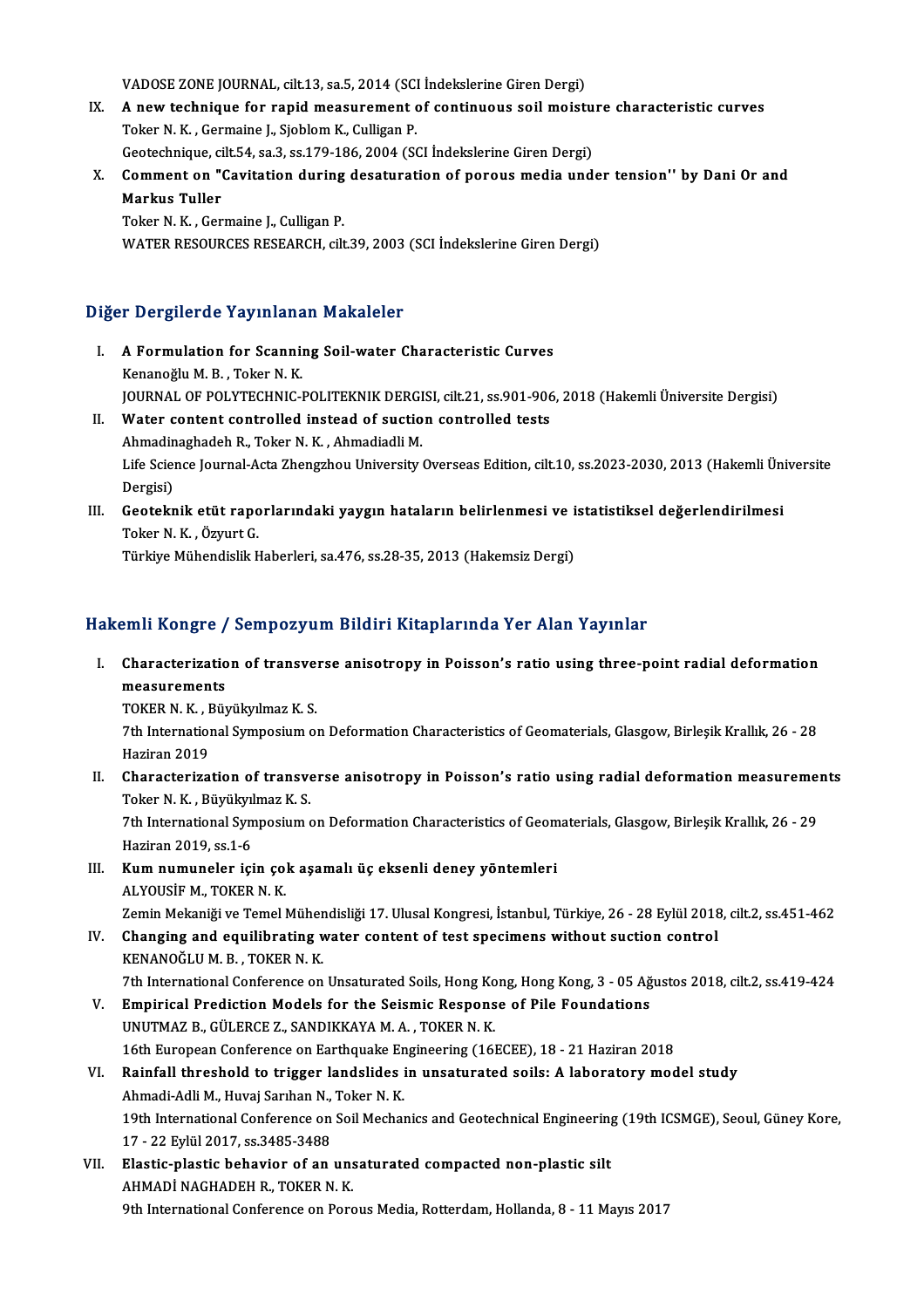VADOSE ZONE JOURNAL, cilt.13, sa.5, 2014 (SCI İndekslerine Giren Dergi)

IX. **A new technique for rapid measurement of continuous soil moisture characteristic curves**
Toker N. K. , Germaine J., Sjoblom K., Culligan P.
Geotechnique, cilt.54, sa.3, ss.179-186, 2004 (SCI İndekslerine Giren Dergi)

X. **Comment on "Cavitation during desaturation of porous media under tension'' by Dani Or and Markus Tuller**
Toker N. K. , Germaine J., Culligan P.
WATER RESOURCES RESEARCH, cilt.39, 2003 (SCI İndekslerine Giren Dergi)

## Diğer Dergilerde Yayınlanan Makaleler

I. **A Formulation for Scanning Soil-water Characteristic Curves**
Kenanoğlu M. B. , Toker N. K.
JOURNAL OF POLYTECHNIC-POLITEKNIK DERGISI, cilt.21, ss.901-906, 2018 (Hakemli Üniversite Dergisi)

II. **Water content controlled instead of suction controlled tests**
Ahmadinaghadeh R., Toker N. K. , Ahmadiadli M.
Life Science Journal-Acta Zhengzhou University Overseas Edition, cilt.10, ss.2023-2030, 2013 (Hakemli Üniversite Dergisi)

III. **Geoteknik etüt raporlarındaki yaygın hataların belirlenmesi ve istatistiksel değerlendirilmesi**
Toker N. K. , Özyurt G.
Türkiye Mühendislik Haberleri, sa.476, ss.28-35, 2013 (Hakemsiz Dergi)

## Hakemli Kongre / Sempozyum Bildiri Kitaplarında Yer Alan Yayınlar

I. **Characterization of transverse anisotropy in Poisson's ratio using three-point radial deformation measurements**
TOKER N. K. , Büyükyılmaz K. S.
7th International Symposium on Deformation Characteristics of Geomaterials, Glasgow, Birleşik Krallık, 26 - 28 Haziran 2019

II. **Characterization of transverse anisotropy in Poisson's ratio using radial deformation measurements**
Toker N. K. , Büyükyılmaz K. S.
7th International Symposium on Deformation Characteristics of Geomaterials, Glasgow, Birleşik Krallık, 26 - 29 Haziran 2019, ss.1-6

III. **Kum numuneler için çok aşamalı üç eksenli deney yöntemleri**
ALYOUSİF M., TOKER N. K.
Zemin Mekaniği ve Temel Mühendisliği 17. Ulusal Kongresi, İstanbul, Türkiye, 26 - 28 Eylül 2018, cilt.2, ss.451-462

IV. **Changing and equilibrating water content of test specimens without suction control**
KENANOĞLU M. B. , TOKER N. K.
7th International Conference on Unsaturated Soils, Hong Kong, Hong Kong, 3 - 05 Ağustos 2018, cilt.2, ss.419-424

V. **Empirical Prediction Models for the Seismic Response of Pile Foundations**
UNUTMAZ B., GÜLERCE Z., SANDIKKAYA M. A. , TOKER N. K.
16th European Conference on Earthquake Engineering (16ECEE), 18 - 21 Haziran 2018

VI. **Rainfall threshold to trigger landslides in unsaturated soils: A laboratory model study**
Ahmadi-Adli M., Huvaj Sarıhan N., Toker N. K.
19th International Conference on Soil Mechanics and Geotechnical Engineering (19th ICSMGE), Seoul, Güney Kore, 17 - 22 Eylül 2017, ss.3485-3488

VII. **Elastic-plastic behavior of an unsaturated compacted non-plastic silt**
AHMADİ NAGHADEH R., TOKER N. K.
9th International Conference on Porous Media, Rotterdam, Hollanda, 8 - 11 Mayıs 2017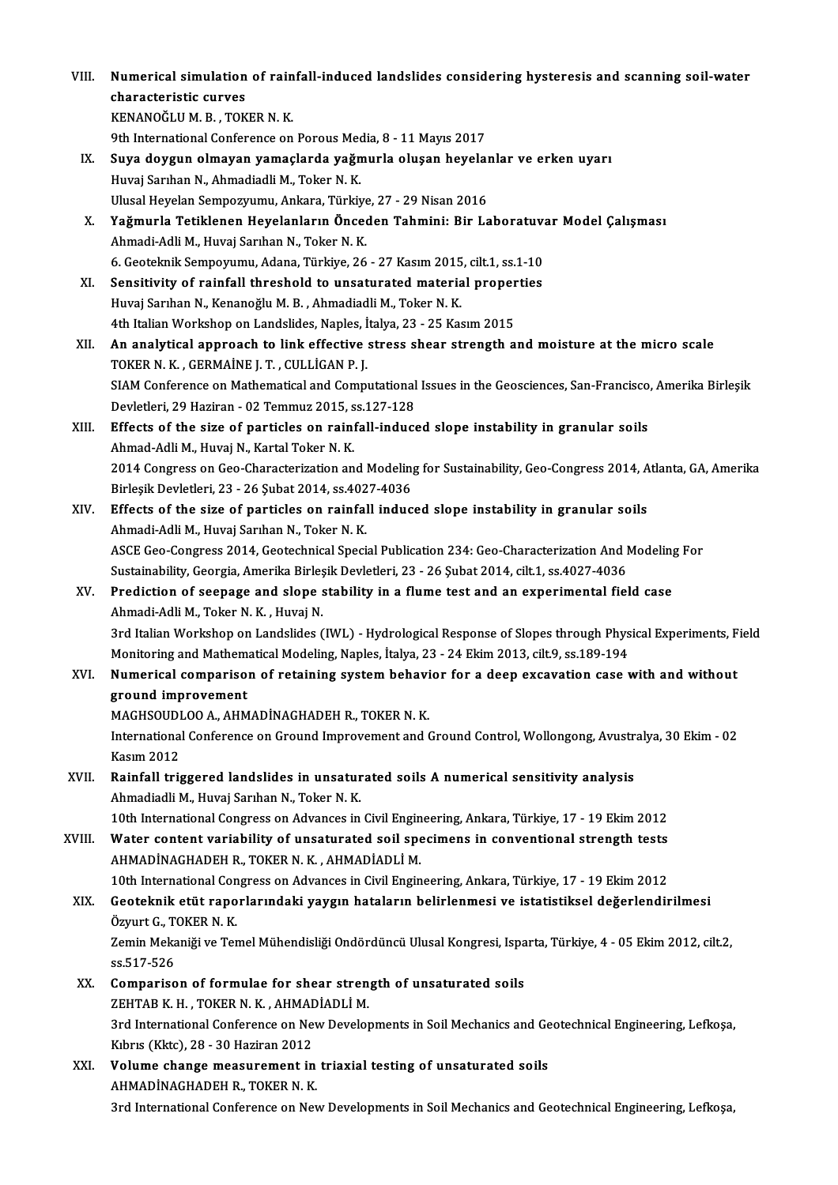VIII. **Numerical simulation of rainfall-induced landslides considering hysteresis and scanning soil-water characteristic curves**
KENANOĞLU M. B. , TOKER N. K.
9th International Conference on Porous Media, 8 - 11 Mayıs 2017

IX. **Suya doygun olmayan yamaçlarda yağmurla oluşan heyelanlar ve erken uyarı**
Huvaj Sarıhan N., Ahmadiadli M., Toker N. K.
Ulusal Heyelan Sempozyumu, Ankara, Türkiye, 27 - 29 Nisan 2016

X. **Yağmurla Tetiklenen Heyelanların Önceden Tahmini: Bir Laboratuvar Model Çalışması**
Ahmadi-Adli M., Huvaj Sarıhan N., Toker N. K.
6. Geoteknik Sempoyumu, Adana, Türkiye, 26 - 27 Kasım 2015, cilt.1, ss.1-10

XI. **Sensitivity of rainfall threshold to unsaturated material properties**
Huvaj Sarıhan N., Kenanoğlu M. B. , Ahmadiadli M., Toker N. K.
4th Italian Workshop on Landslides, Naples, İtalya, 23 - 25 Kasım 2015

XII. **An analytical approach to link effective stress shear strength and moisture at the micro scale**
TOKER N. K. , GERMAİNE J. T. , CULLİGAN P. J.
SIAM Conference on Mathematical and Computational Issues in the Geosciences, San-Francisco, Amerika Birleşik Devletleri, 29 Haziran - 02 Temmuz 2015, ss.127-128

XIII. **Effects of the size of particles on rainfall-induced slope instability in granular soils**
Ahmad-Adli M., Huvaj N., Kartal Toker N. K.
2014 Congress on Geo-Characterization and Modeling for Sustainability, Geo-Congress 2014, Atlanta, GA, Amerika Birleşik Devletleri, 23 - 26 Şubat 2014, ss.4027-4036

XIV. **Effects of the size of particles on rainfall induced slope instability in granular soils**
Ahmadi-Adli M., Huvaj Sarıhan N., Toker N. K.
ASCE Geo-Congress 2014, Geotechnical Special Publication 234: Geo-Characterization And Modeling For Sustainability, Georgia, Amerika Birleşik Devletleri, 23 - 26 Şubat 2014, cilt.1, ss.4027-4036

XV. **Prediction of seepage and slope stability in a flume test and an experimental field case**
Ahmadi-Adli M., Toker N. K. , Huvaj N.
3rd Italian Workshop on Landslides (IWL) - Hydrological Response of Slopes through Physical Experiments, Field Monitoring and Mathematical Modeling, Naples, İtalya, 23 - 24 Ekim 2013, cilt.9, ss.189-194

XVI. **Numerical comparison of retaining system behavior for a deep excavation case with and without ground improvement**
MAGHSOUDLOO A., AHMADİNAGHADEH R., TOKER N. K.
International Conference on Ground Improvement and Ground Control, Wollongong, Avustralya, 30 Ekim - 02 Kasım 2012

XVII. **Rainfall triggered landslides in unsaturated soils A numerical sensitivity analysis**
Ahmadiadli M., Huvaj Sarıhan N., Toker N. K.
10th International Congress on Advances in Civil Engineering, Ankara, Türkiye, 17 - 19 Ekim 2012

XVIII. **Water content variability of unsaturated soil specimens in conventional strength tests**
AHMADİNAGHADEH R., TOKER N. K. , AHMADİADLİ M.
10th International Congress on Advances in Civil Engineering, Ankara, Türkiye, 17 - 19 Ekim 2012

XIX. **Geoteknik etüt raporlarındaki yaygın hataların belirlenmesi ve istatistiksel değerlendirilmesi**
Özyurt G., TOKER N. K.
Zemin Mekaniği ve Temel Mühendisliği Ondördüncü Ulusal Kongresi, Isparta, Türkiye, 4 - 05 Ekim 2012, cilt.2, ss.517-526

XX. **Comparison of formulae for shear strength of unsaturated soils**
ZEHTAB K. H. , TOKER N. K. , AHMADİADLİ M.
3rd International Conference on New Developments in Soil Mechanics and Geotechnical Engineering, Lefkoşa, Kıbrıs (Kktc), 28 - 30 Haziran 2012

XXI. **Volume change measurement in triaxial testing of unsaturated soils**
AHMADİNAGHADEH R., TOKER N. K.
3rd International Conference on New Developments in Soil Mechanics and Geotechnical Engineering, Lefkoşa,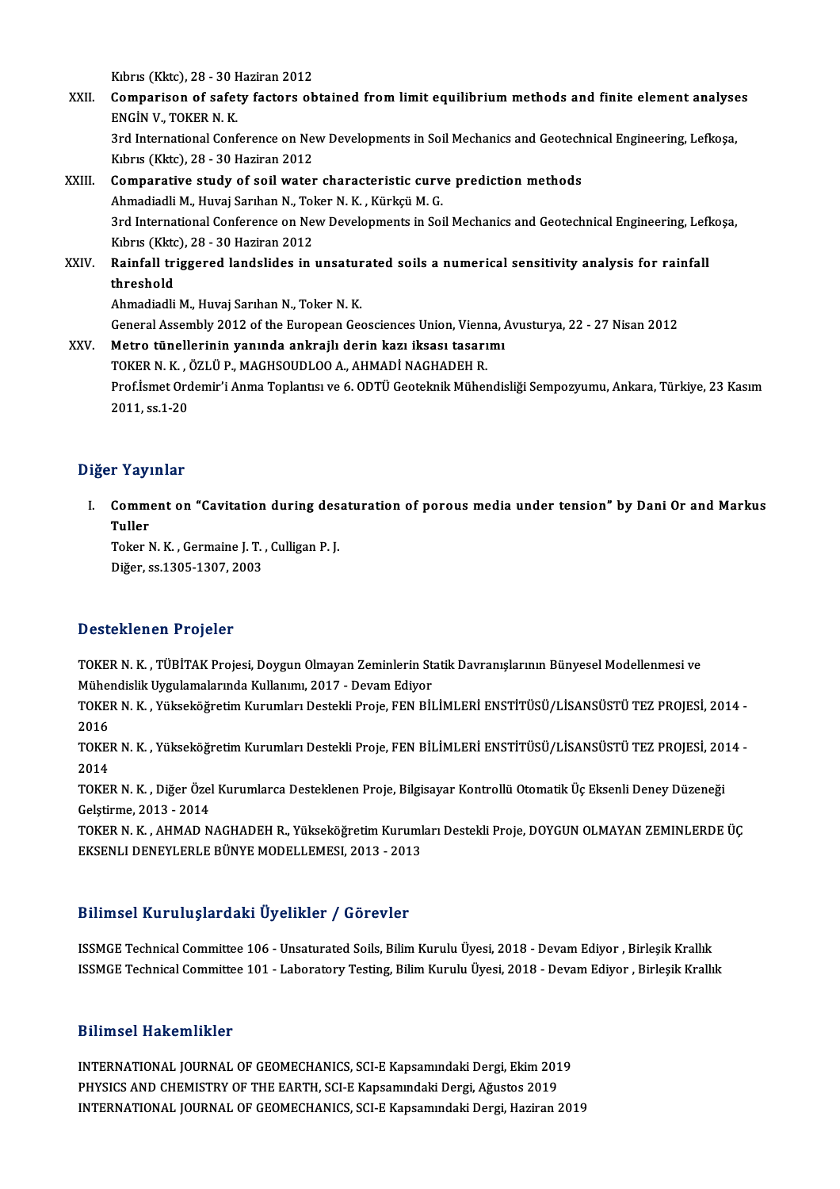Kıbrıs (Kktc), 28 - 30 Haziran 2012

XXII. **Comparison of safety factors obtained from limit equilibrium methods and finite element analyses**
ENGİN V., TOKER N. K.
3rd International Conference on New Developments in Soil Mechanics and Geotechnical Engineering, Lefkoşa, Kıbrıs (Kktc), 28 - 30 Haziran 2012

XXIII. **Comparative study of soil water characteristic curve prediction methods**
Ahmadiadli M., Huvaj Sarıhan N., Toker N. K. , Kürkçü M. G.
3rd International Conference on New Developments in Soil Mechanics and Geotechnical Engineering, Lefkoşa, Kıbrıs (Kktc), 28 - 30 Haziran 2012

XXIV. **Rainfall triggered landslides in unsaturated soils a numerical sensitivity analysis for rainfall threshold**
Ahmadiadli M., Huvaj Sarıhan N., Toker N. K.
General Assembly 2012 of the European Geosciences Union, Vienna, Avusturya, 22 - 27 Nisan 2012

XXV. **Metro tünellerinin yanında ankrajlı derin kazı iksası tasarımı**
TOKER N. K. , ÖZLÜ P., MAGHSOUDLOO A., AHMADİ NAGHADEH R.
Prof.İsmet Ordemir'i Anma Toplantısı ve 6. ODTÜ Geoteknik Mühendisliği Sempozyumu, Ankara, Türkiye, 23 Kasım 2011, ss.1-20

## Diğer Yayınlar

I. **Comment on "Cavitation during desaturation of porous media under tension" by Dani Or and Markus Tuller**
Toker N. K. , Germaine J. T. , Culligan P. J.
Diğer, ss.1305-1307, 2003

## Desteklenen Projeler

TOKER N. K. , TÜBİTAK Projesi, Doygun Olmayan Zeminlerin Statik Davranışlarının Bünyesel Modellenmesi ve Mühendislik Uygulamalarında Kullanımı, 2017 - Devam Ediyor

TOKER N. K. , Yükseköğretim Kurumları Destekli Proje, FEN BİLİMLERİ ENSTİTÜSÜ/LİSANSÜSTÜ TEZ PROJESİ, 2014 - 2016

TOKER N. K. , Yükseköğretim Kurumları Destekli Proje, FEN BİLİMLERİ ENSTİTÜSÜ/LİSANSÜSTÜ TEZ PROJESİ, 2014 - 2014

TOKER N. K. , Diğer Özel Kurumlarca Desteklenen Proje, Bilgisayar Kontrollü Otomatik Üç Eksenli Deney Düzeneği Gelştirme, 2013 - 2014

TOKER N. K. , AHMAD NAGHADEH R., Yükseköğretim Kurumları Destekli Proje, DOYGUN OLMAYAN ZEMINLERDE ÜÇ EKSENLI DENEYLERLE BÜNYE MODELLEMESI, 2013 - 2013

## Bilimsel Kuruluşlardaki Üyelikler / Görevler

ISSMGE Technical Committee 106 - Unsaturated Soils, Bilim Kurulu Üyesi, 2018 - Devam Ediyor , Birleşik Krallık
ISSMGE Technical Committee 101 - Laboratory Testing, Bilim Kurulu Üyesi, 2018 - Devam Ediyor , Birleşik Krallık

## Bilimsel Hakemlikler

INTERNATIONAL JOURNAL OF GEOMECHANICS, SCI-E Kapsamındaki Dergi, Ekim 2019
PHYSICS AND CHEMISTRY OF THE EARTH, SCI-E Kapsamındaki Dergi, Ağustos 2019
INTERNATIONAL JOURNAL OF GEOMECHANICS, SCI-E Kapsamındaki Dergi, Haziran 2019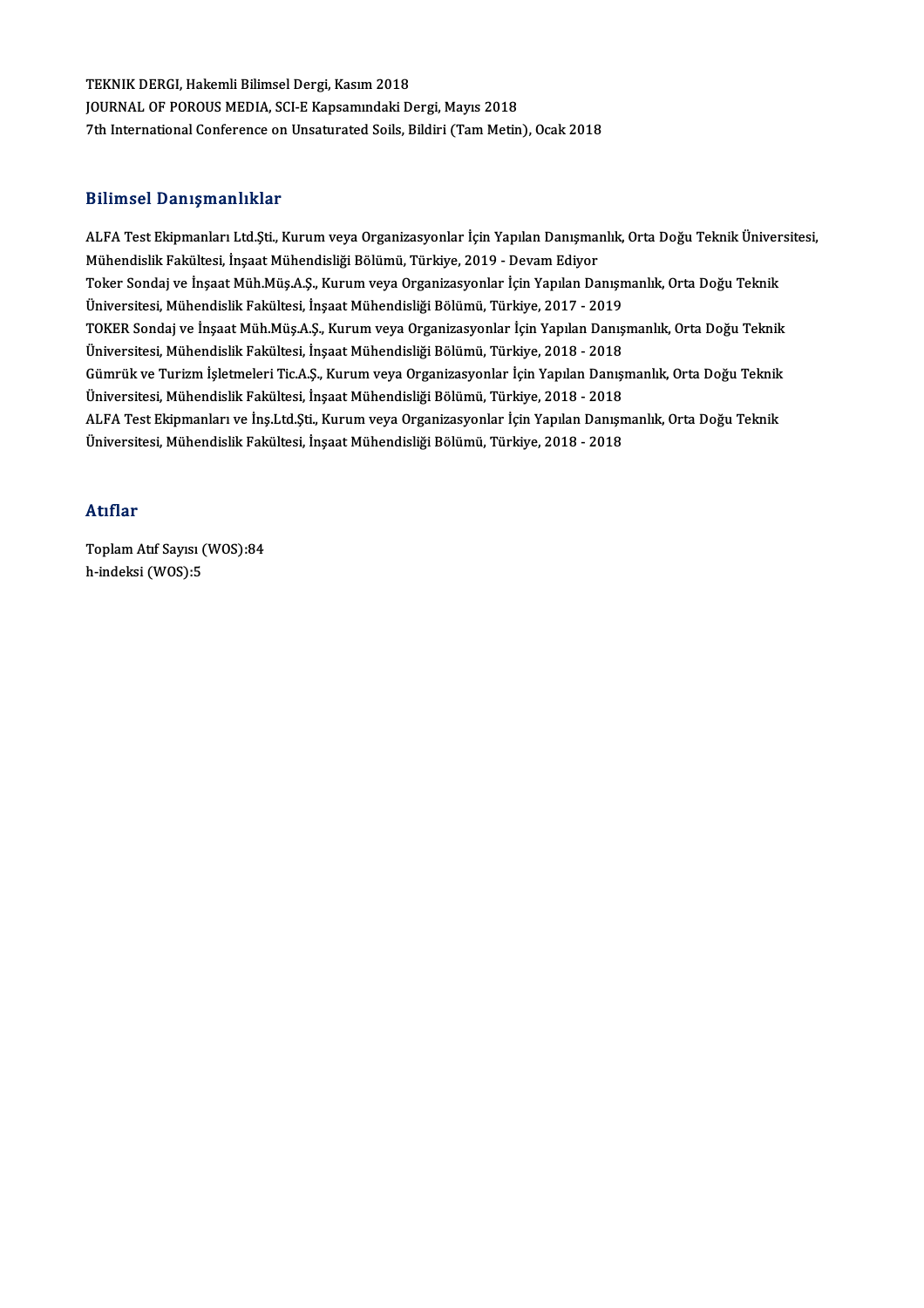TEKNIK DERGI, Hakemli Bilimsel Dergi, Kasım 2018
JOURNAL OF POROUS MEDIA, SCI-E Kapsamındaki Dergi, Mayıs 2018
7th International Conference on Unsaturated Soils, Bildiri (Tam Metin), Ocak 2018

## Bilimsel Danışmanlıklar

ALFA Test Ekipmanları Ltd.Şti., Kurum veya Organizasyonlar İçin Yapılan Danışmanlık, Orta Doğu Teknik Üniversitesi, Mühendislik Fakültesi, İnşaat Mühendisliği Bölümü, Türkiye, 2019 - Devam Ediyor
Toker Sondaj ve İnşaat Müh.Müş.A.Ş., Kurum veya Organizasyonlar İçin Yapılan Danışmanlık, Orta Doğu Teknik Üniversitesi, Mühendislik Fakültesi, İnşaat Mühendisliği Bölümü, Türkiye, 2017 - 2019
TOKER Sondaj ve İnşaat Müh.Müş.A.Ş., Kurum veya Organizasyonlar İçin Yapılan Danışmanlık, Orta Doğu Teknik Üniversitesi, Mühendislik Fakültesi, İnşaat Mühendisliği Bölümü, Türkiye, 2018 - 2018
Gümrük ve Turizm İşletmeleri Tic.A.Ş., Kurum veya Organizasyonlar İçin Yapılan Danışmanlık, Orta Doğu Teknik Üniversitesi, Mühendislik Fakültesi, İnşaat Mühendisliği Bölümü, Türkiye, 2018 - 2018
ALFA Test Ekipmanları ve İnş.Ltd.Şti., Kurum veya Organizasyonlar İçin Yapılan Danışmanlık, Orta Doğu Teknik Üniversitesi, Mühendislik Fakültesi, İnşaat Mühendisliği Bölümü, Türkiye, 2018 - 2018

## Atıflar

Toplam Atıf Sayısı (WOS):84
h-indeksi (WOS):5